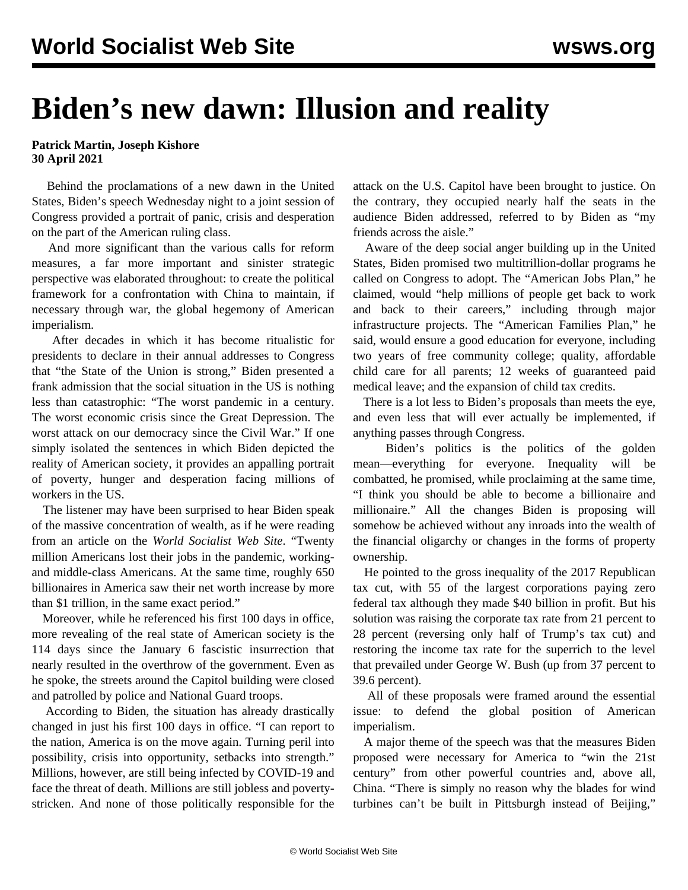# Biden's new dawn: Illusion and reality

**Patrick Martin, Joseph Kishore**
**30 April 2021**

Behind the proclamations of a new dawn in the United States, Biden's speech Wednesday night to a joint session of Congress provided a portrait of panic, crisis and desperation on the part of the American ruling class.

And more significant than the various calls for reform measures, a far more important and sinister strategic perspective was elaborated throughout: to create the political framework for a confrontation with China to maintain, if necessary through war, the global hegemony of American imperialism.

After decades in which it has become ritualistic for presidents to declare in their annual addresses to Congress that "the State of the Union is strong," Biden presented a frank admission that the social situation in the US is nothing less than catastrophic: "The worst pandemic in a century. The worst economic crisis since the Great Depression. The worst attack on our democracy since the Civil War." If one simply isolated the sentences in which Biden depicted the reality of American society, it provides an appalling portrait of poverty, hunger and desperation facing millions of workers in the US.

The listener may have been surprised to hear Biden speak of the massive concentration of wealth, as if he were reading from an article on the *World Socialist Web Site*. "Twenty million Americans lost their jobs in the pandemic, working- and middle-class Americans. At the same time, roughly 650 billionaires in America saw their net worth increase by more than $1 trillion, in the same exact period."

Moreover, while he referenced his first 100 days in office, more revealing of the real state of American society is the 114 days since the January 6 fascistic insurrection that nearly resulted in the overthrow of the government. Even as he spoke, the streets around the Capitol building were closed and patrolled by police and National Guard troops.

According to Biden, the situation has already drastically changed in just his first 100 days in office. "I can report to the nation, America is on the move again. Turning peril into possibility, crisis into opportunity, setbacks into strength." Millions, however, are still being infected by COVID-19 and face the threat of death. Millions are still jobless and poverty-stricken. And none of those politically responsible for the attack on the U.S. Capitol have been brought to justice. On the contrary, they occupied nearly half the seats in the audience Biden addressed, referred to by Biden as "my friends across the aisle."

Aware of the deep social anger building up in the United States, Biden promised two multitrillion-dollar programs he called on Congress to adopt. The "American Jobs Plan," he claimed, would "help millions of people get back to work and back to their careers," including through major infrastructure projects. The "American Families Plan," he said, would ensure a good education for everyone, including two years of free community college; quality, affordable child care for all parents; 12 weeks of guaranteed paid medical leave; and the expansion of child tax credits.

There is a lot less to Biden's proposals than meets the eye, and even less that will ever actually be implemented, if anything passes through Congress.

Biden's politics is the politics of the golden mean—everything for everyone. Inequality will be combatted, he promised, while proclaiming at the same time, "I think you should be able to become a billionaire and millionaire." All the changes Biden is proposing will somehow be achieved without any inroads into the wealth of the financial oligarchy or changes in the forms of property ownership.

He pointed to the gross inequality of the 2017 Republican tax cut, with 55 of the largest corporations paying zero federal tax although they made $40 billion in profit. But his solution was raising the corporate tax rate from 21 percent to 28 percent (reversing only half of Trump's tax cut) and restoring the income tax rate for the superrich to the level that prevailed under George W. Bush (up from 37 percent to 39.6 percent).

All of these proposals were framed around the essential issue: to defend the global position of American imperialism.

A major theme of the speech was that the measures Biden proposed were necessary for America to "win the 21st century" from other powerful countries and, above all, China. "There is simply no reason why the blades for wind turbines can't be built in Pittsburgh instead of Beijing,"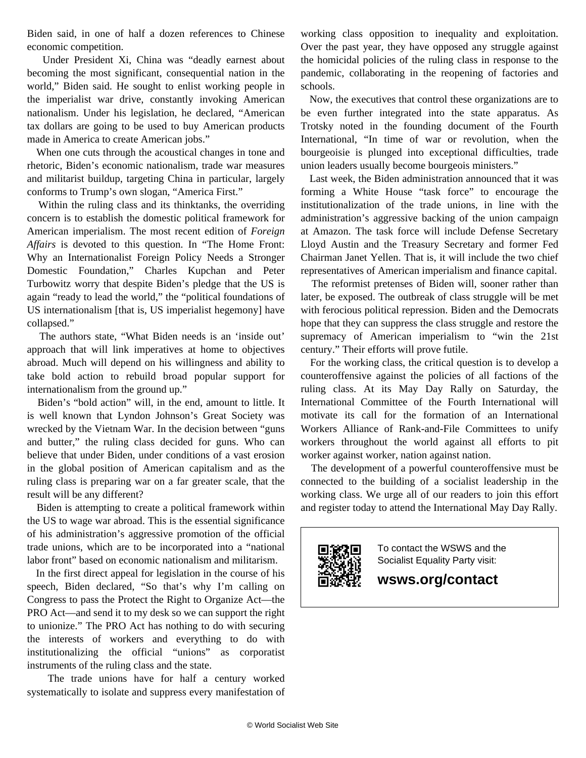Biden said, in one of half a dozen references to Chinese economic competition.

Under President Xi, China was "deadly earnest about becoming the most significant, consequential nation in the world," Biden said. He sought to enlist working people in the imperialist war drive, constantly invoking American nationalism. Under his legislation, he declared, "American tax dollars are going to be used to buy American products made in America to create American jobs."

When one cuts through the acoustical changes in tone and rhetoric, Biden's economic nationalism, trade war measures and militarist buildup, targeting China in particular, largely conforms to Trump's own slogan, "America First."

Within the ruling class and its thinktanks, the overriding concern is to establish the domestic political framework for American imperialism. The most recent edition of *Foreign Affairs* is devoted to this question. In "The Home Front: Why an Internationalist Foreign Policy Needs a Stronger Domestic Foundation," Charles Kupchan and Peter Turbowitz worry that despite Biden's pledge that the US is again "ready to lead the world," the "political foundations of US internationalism [that is, US imperialist hegemony] have collapsed."

The authors state, "What Biden needs is an 'inside out' approach that will link imperatives at home to objectives abroad. Much will depend on his willingness and ability to take bold action to rebuild broad popular support for internationalism from the ground up."

Biden's "bold action" will, in the end, amount to little. It is well known that Lyndon Johnson's Great Society was wrecked by the Vietnam War. In the decision between "guns and butter," the ruling class decided for guns. Who can believe that under Biden, under conditions of a vast erosion in the global position of American capitalism and as the ruling class is preparing war on a far greater scale, that the result will be any different?

Biden is attempting to create a political framework within the US to wage war abroad. This is the essential significance of his administration's aggressive promotion of the official trade unions, which are to be incorporated into a "national labor front" based on economic nationalism and militarism.

In the first direct appeal for legislation in the course of his speech, Biden declared, "So that's why I'm calling on Congress to pass the Protect the Right to Organize Act—the PRO Act—and send it to my desk so we can support the right to unionize." The PRO Act has nothing to do with securing the interests of workers and everything to do with institutionalizing the official "unions" as corporatist instruments of the ruling class and the state.

The trade unions have for half a century worked systematically to isolate and suppress every manifestation of working class opposition to inequality and exploitation. Over the past year, they have opposed any struggle against the homicidal policies of the ruling class in response to the pandemic, collaborating in the reopening of factories and schools.

Now, the executives that control these organizations are to be even further integrated into the state apparatus. As Trotsky noted in the founding document of the Fourth International, "In time of war or revolution, when the bourgeoisie is plunged into exceptional difficulties, trade union leaders usually become bourgeois ministers."

Last week, the Biden administration announced that it was forming a White House "task force" to encourage the institutionalization of the trade unions, in line with the administration's aggressive backing of the union campaign at Amazon. The task force will include Defense Secretary Lloyd Austin and the Treasury Secretary and former Fed Chairman Janet Yellen. That is, it will include the two chief representatives of American imperialism and finance capital.

The reformist pretenses of Biden will, sooner rather than later, be exposed. The outbreak of class struggle will be met with ferocious political repression. Biden and the Democrats hope that they can suppress the class struggle and restore the supremacy of American imperialism to "win the 21st century." Their efforts will prove futile.

For the working class, the critical question is to develop a counteroffensive against the policies of all factions of the ruling class. At its May Day Rally on Saturday, the International Committee of the Fourth International will motivate its call for the formation of an International Workers Alliance of Rank-and-File Committees to unify workers throughout the world against all efforts to pit worker against worker, nation against nation.

The development of a powerful counteroffensive must be connected to the building of a socialist leadership in the working class. We urge all of our readers to join this effort and register today to attend the International May Day Rally.

To contact the WSWS and the Socialist Equality Party visit:

**wsws.org/contact**